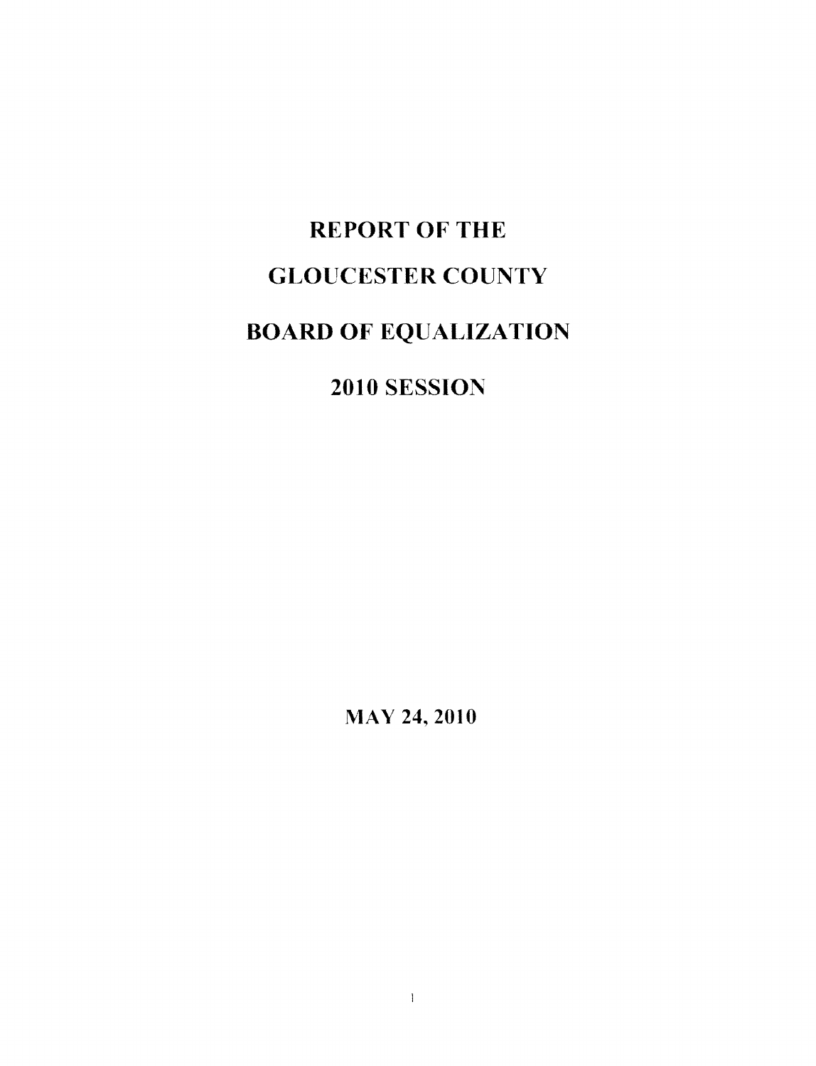# REPORT OF THE

# GLOUCESTER COUNTY

# BOARD OF EQUALIZATION

# 2010 SESSION

**MAY 24, 2010**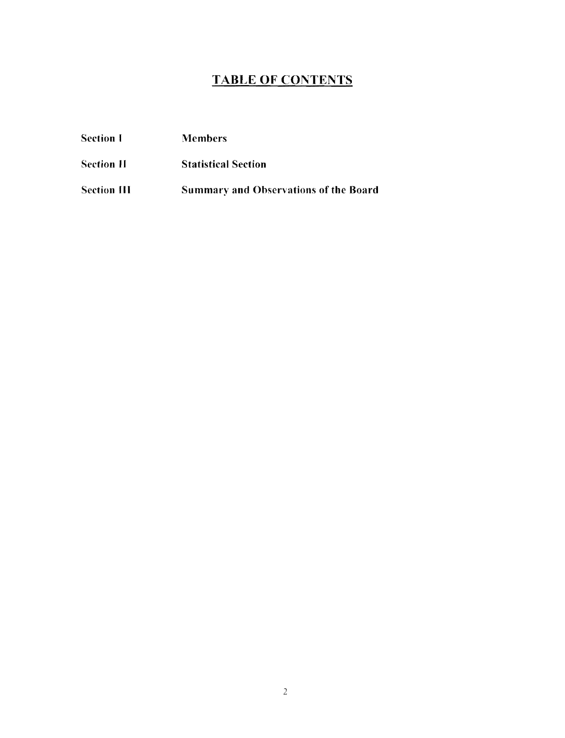# TABLE OF CONTENTS

| | |
|---|---|
| **Section I** | **Members** |
| **Section II** | **Statistical Section** |
| **Section III** | **Summary and Observations of the Board** |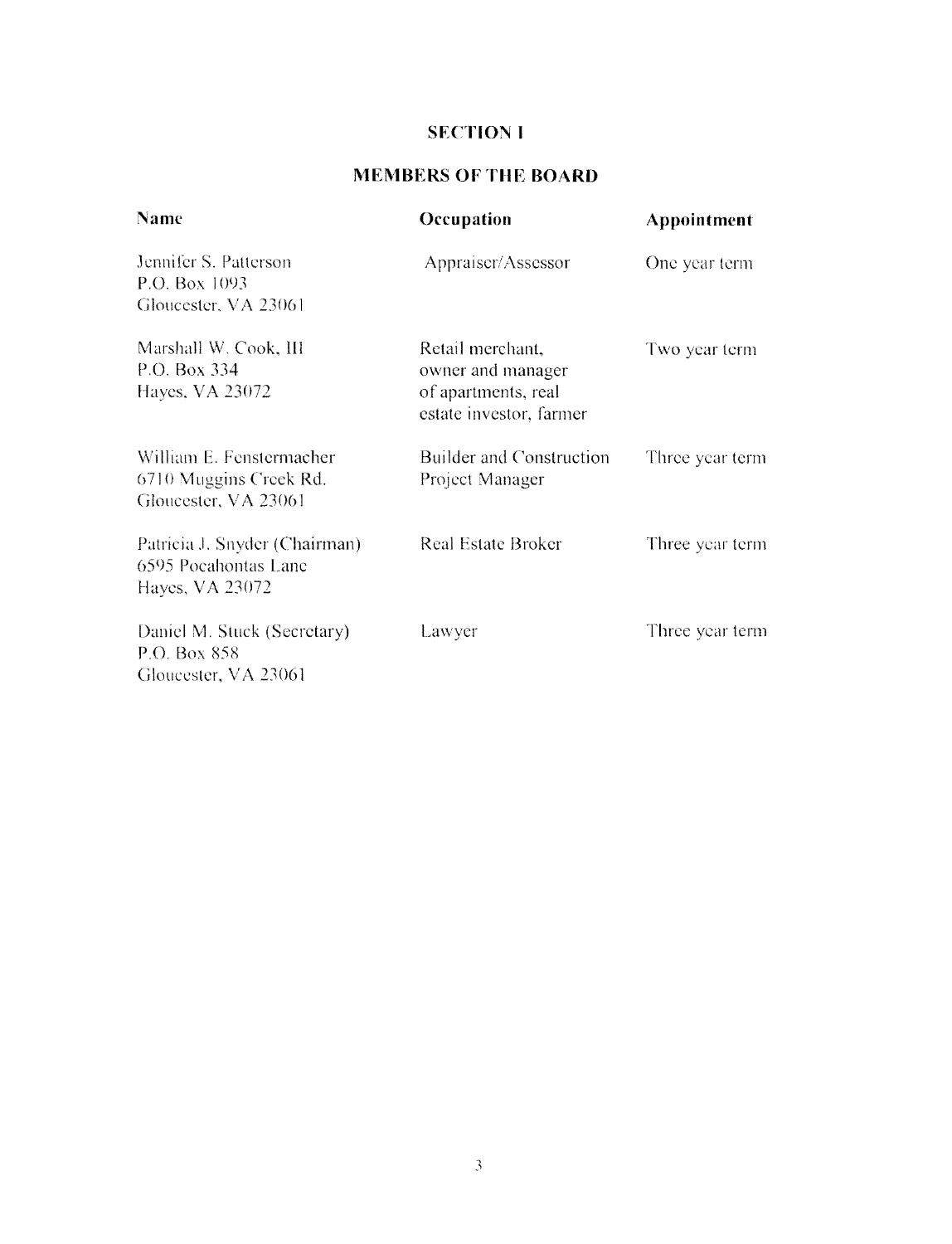# SECTION I

## MEMBERS OF THE BOARD

| Name | Occupation | Appointment |
|---|---|---|
| Jennifer S. Patterson<br>P.O. Box 1093<br>Gloucester, VA 23061 | Appraiser/Assessor | One year term |
| Marshall W. Cook, III<br>P.O. Box 334<br>Hayes, VA 23072 | Retail merchant, owner and manager of apartments, real estate investor, farmer | Two year term |
| William E. Fenstermacher<br>6710 Muggins Creek Rd.<br>Gloucester, VA 23061 | Builder and Construction Project Manager | Three year term |
| Patricia J. Snyder (Chairman)<br>6595 Pocahontas Lane<br>Hayes, VA 23072 | Real Estate Broker | Three year term |
| Daniel M. Stuck (Secretary)<br>P.O. Box 858<br>Gloucester, VA 23061 | Lawyer | Three year term |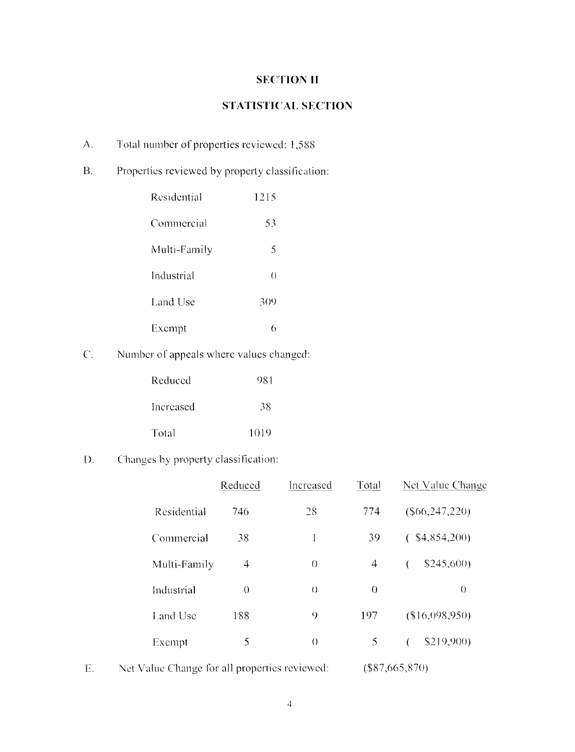# SECTION II

## STATISTICAL SECTION

A. Total number of properties reviewed: 1,588

B. Properties reviewed by property classification:

| | |
|---|---|
| Residential | 1215 |
| Commercial | 53 |
| Multi-Family | 5 |
| Industrial | 0 |
| Land Use | 309 |
| Exempt | 6 |

C. Number of appeals where values changed:

| | |
|---|---|
| Reduced | 981 |
| Increased | 38 |
| Total | 1019 |

D. Changes by property classification:

| | Reduced | Increased | Total | Net Value Change |
|---|---|---|---|---|
| Residential | 746 | 28 | 774 | ($66,247,220) |
| Commercial | 38 | 1 | 39 | ( $4,854,200) |
| Multi-Family | 4 | 0 | 4 | ( $245,600) |
| Industrial | 0 | 0 | 0 | 0 |
| Land Use | 188 | 9 | 197 | ($16,098,950) |
| Exempt | 5 | 0 | 5 | ( $219,900) |

E. Net Value Change for all properties reviewed: ($87,665,870)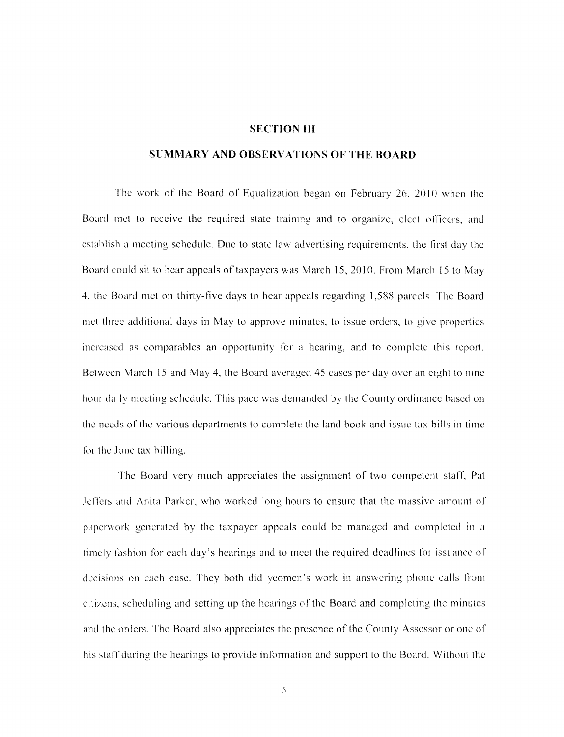## SECTION III

## SUMMARY AND OBSERVATIONS OF THE BOARD

The work of the Board of Equalization began on February 26, 2010 when the Board met to receive the required state training and to organize, elect officers, and establish a meeting schedule. Due to state law advertising requirements, the first day the Board could sit to hear appeals of taxpayers was March 15, 2010. From March 15 to May 4, the Board met on thirty-five days to hear appeals regarding 1,588 parcels. The Board met three additional days in May to approve minutes, to issue orders, to give properties increased as comparables an opportunity for a hearing, and to complete this report. Between March 15 and May 4, the Board averaged 45 cases per day over an eight to nine hour daily meeting schedule. This pace was demanded by the County ordinance based on the needs of the various departments to complete the land book and issue tax bills in time for the June tax billing.

The Board very much appreciates the assignment of two competent staff, Pat Jeffers and Anita Parker, who worked long hours to ensure that the massive amount of paperwork generated by the taxpayer appeals could be managed and completed in a timely fashion for each day's hearings and to meet the required deadlines for issuance of decisions on each case. They both did yeomen's work in answering phone calls from citizens, scheduling and setting up the hearings of the Board and completing the minutes and the orders. The Board also appreciates the presence of the County Assessor or one of his staff during the hearings to provide information and support to the Board. Without the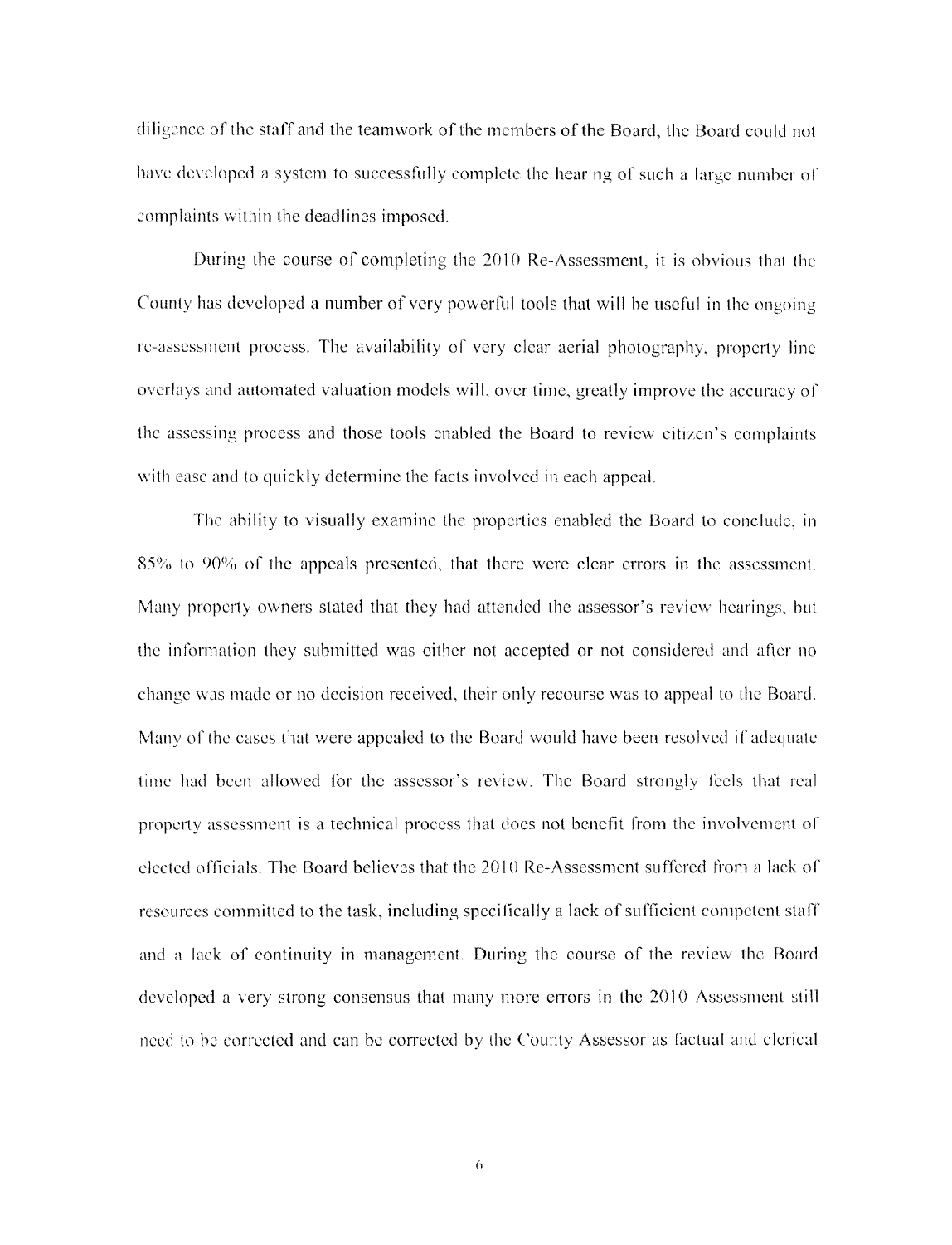diligence of the staff and the teamwork of the members of the Board, the Board could not have developed a system to successfully complete the hearing of such a large number of complaints within the deadlines imposed.

During the course of completing the 2010 Re-Assessment, it is obvious that the County has developed a number of very powerful tools that will be useful in the ongoing re-assessment process. The availability of very clear aerial photography, property line overlays and automated valuation models will, over time, greatly improve the accuracy of the assessing process and those tools enabled the Board to review citizen's complaints with ease and to quickly determine the facts involved in each appeal.

The ability to visually examine the properties enabled the Board to conclude, in 85% to 90% of the appeals presented, that there were clear errors in the assessment. Many property owners stated that they had attended the assessor's review hearings, but the information they submitted was either not accepted or not considered and after no change was made or no decision received, their only recourse was to appeal to the Board. Many of the cases that were appealed to the Board would have been resolved if adequate time had been allowed for the assessor's review. The Board strongly feels that real property assessment is a technical process that does not benefit from the involvement of elected officials. The Board believes that the 2010 Re-Assessment suffered from a lack of resources committed to the task, including specifically a lack of sufficient competent staff and a lack of continuity in management. During the course of the review the Board developed a very strong consensus that many more errors in the 2010 Assessment still need to be corrected and can be corrected by the County Assessor as factual and clerical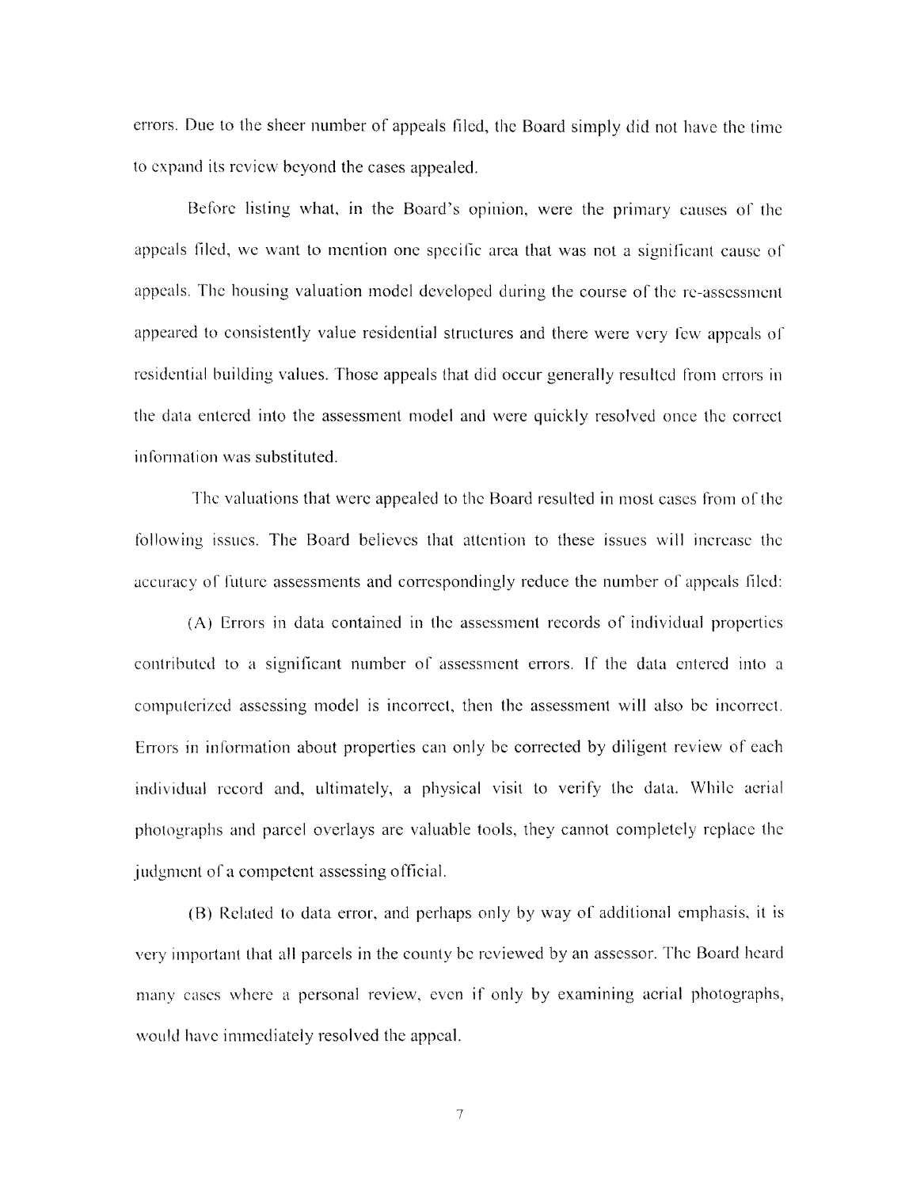errors. Due to the sheer number of appeals filed, the Board simply did not have the time to expand its review beyond the cases appealed.

Before listing what, in the Board's opinion, were the primary causes of the appeals filed, we want to mention one specific area that was not a significant cause of appeals. The housing valuation model developed during the course of the re-assessment appeared to consistently value residential structures and there were very few appeals of residential building values. Those appeals that did occur generally resulted from errors in the data entered into the assessment model and were quickly resolved once the correct information was substituted.

The valuations that were appealed to the Board resulted in most cases from of the following issues. The Board believes that attention to these issues will increase the accuracy of future assessments and correspondingly reduce the number of appeals filed:

(A) Errors in data contained in the assessment records of individual properties contributed to a significant number of assessment errors. If the data entered into a computerized assessing model is incorrect, then the assessment will also be incorrect. Errors in information about properties can only be corrected by diligent review of each individual record and, ultimately, a physical visit to verify the data. While aerial photographs and parcel overlays are valuable tools, they cannot completely replace the judgment of a competent assessing official.

(B) Related to data error, and perhaps only by way of additional emphasis, it is very important that all parcels in the county be reviewed by an assessor. The Board heard many cases where a personal review, even if only by examining aerial photographs, would have immediately resolved the appeal.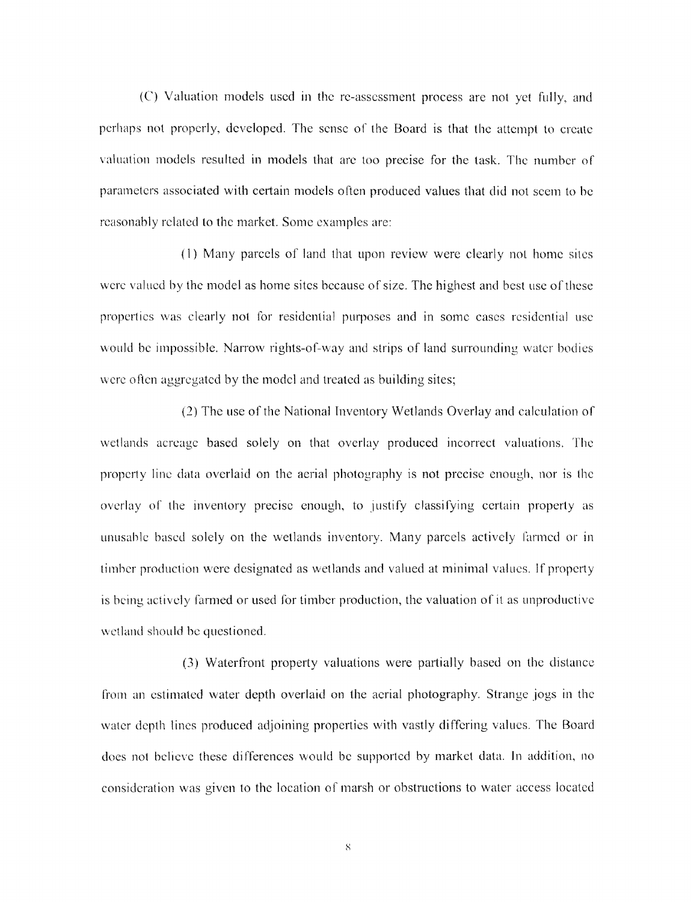(C) Valuation models used in the re-assessment process are not yet fully, and perhaps not properly, developed. The sense of the Board is that the attempt to create valuation models resulted in models that are too precise for the task. The number of parameters associated with certain models often produced values that did not seem to be reasonably related to the market. Some examples are:

(1) Many parcels of land that upon review were clearly not home sites were valued by the model as home sites because of size. The highest and best use of these properties was clearly not for residential purposes and in some cases residential use would be impossible. Narrow rights-of-way and strips of land surrounding water bodies were often aggregated by the model and treated as building sites;

(2) The use of the National Inventory Wetlands Overlay and calculation of wetlands acreage based solely on that overlay produced incorrect valuations. The property line data overlaid on the aerial photography is not precise enough, nor is the overlay of the inventory precise enough, to justify classifying certain property as unusable based solely on the wetlands inventory. Many parcels actively farmed or in timber production were designated as wetlands and valued at minimal values. If property is being actively farmed or used for timber production, the valuation of it as unproductive wetland should be questioned.

(3) Waterfront property valuations were partially based on the distance from an estimated water depth overlaid on the aerial photography. Strange jogs in the water depth lines produced adjoining properties with vastly differing values. The Board does not believe these differences would be supported by market data. In addition, no consideration was given to the location of marsh or obstructions to water access located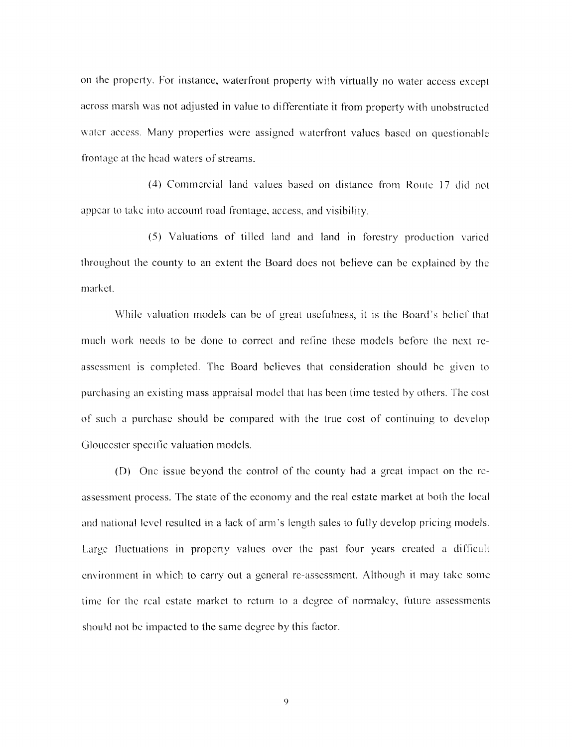on the property. For instance, waterfront property with virtually no water access except across marsh was not adjusted in value to differentiate it from property with unobstructed water access. Many properties were assigned waterfront values based on questionable frontage at the head waters of streams.

(4) Commercial land values based on distance from Route 17 did not appear to take into account road frontage, access, and visibility.

(5) Valuations of tilled land and land in forestry production varied throughout the county to an extent the Board does not believe can be explained by the market.

While valuation models can be of great usefulness, it is the Board's belief that much work needs to be done to correct and refine these models before the next re-assessment is completed. The Board believes that consideration should be given to purchasing an existing mass appraisal model that has been time tested by others. The cost of such a purchase should be compared with the true cost of continuing to develop Gloucester specific valuation models.

(D) One issue beyond the control of the county had a great impact on the re-assessment process. The state of the economy and the real estate market at both the local and national level resulted in a lack of arm's length sales to fully develop pricing models. Large fluctuations in property values over the past four years created a difficult environment in which to carry out a general re-assessment. Although it may take some time for the real estate market to return to a degree of normalcy, future assessments should not be impacted to the same degree by this factor.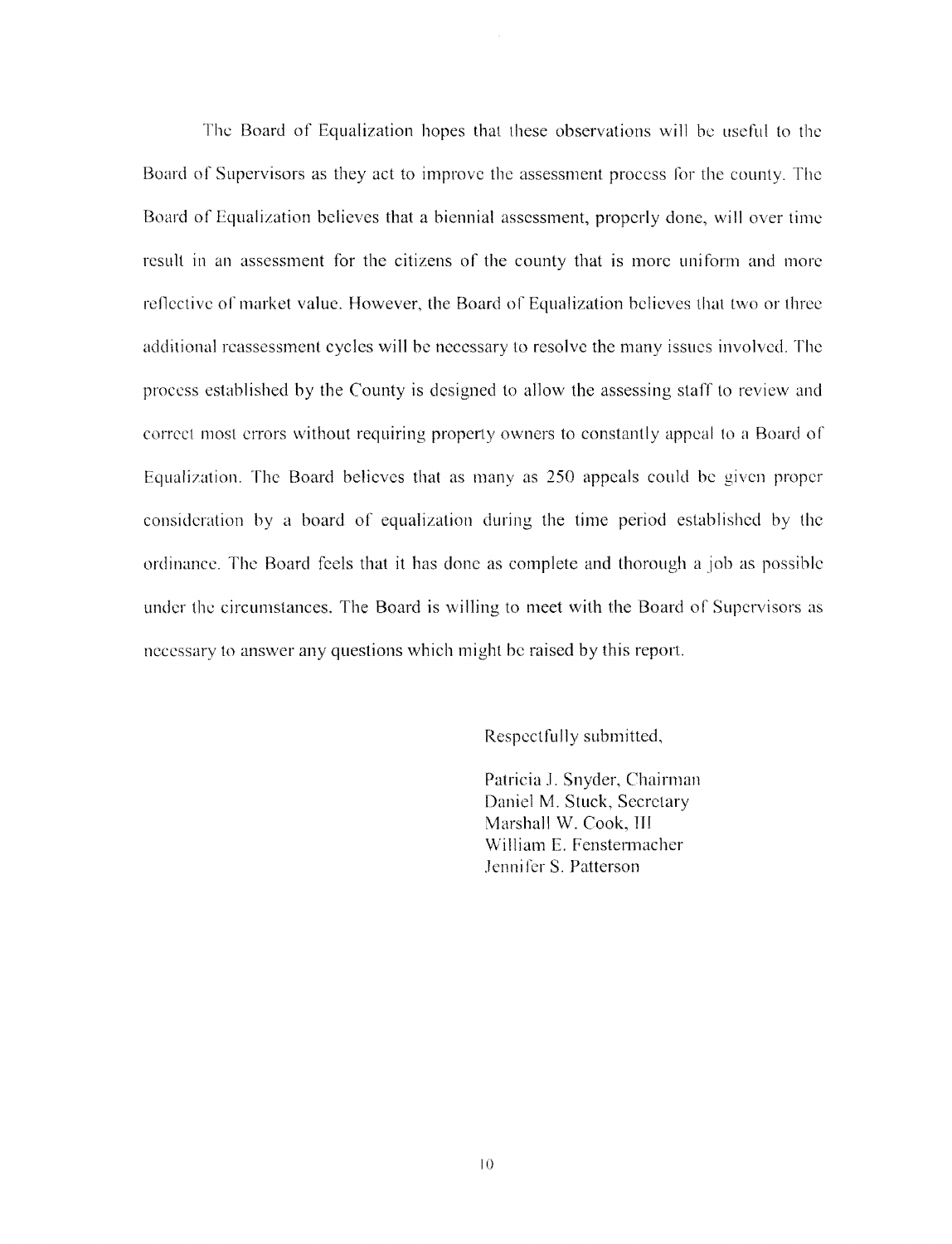The Board of Equalization hopes that these observations will be useful to the Board of Supervisors as they act to improve the assessment process for the county. The Board of Equalization believes that a biennial assessment, properly done, will over time result in an assessment for the citizens of the county that is more uniform and more reflective of market value. However, the Board of Equalization believes that two or three additional reassessment cycles will be necessary to resolve the many issues involved. The process established by the County is designed to allow the assessing staff to review and correct most errors without requiring property owners to constantly appeal to a Board of Equalization. The Board believes that as many as 250 appeals could be given proper consideration by a board of equalization during the time period established by the ordinance. The Board feels that it has done as complete and thorough a job as possible under the circumstances. The Board is willing to meet with the Board of Supervisors as necessary to answer any questions which might be raised by this report.

Respectfully submitted,

Patricia J. Snyder, Chairman
Daniel M. Stuck, Secretary
Marshall W. Cook, III
William E. Fenstermacher
Jennifer S. Patterson